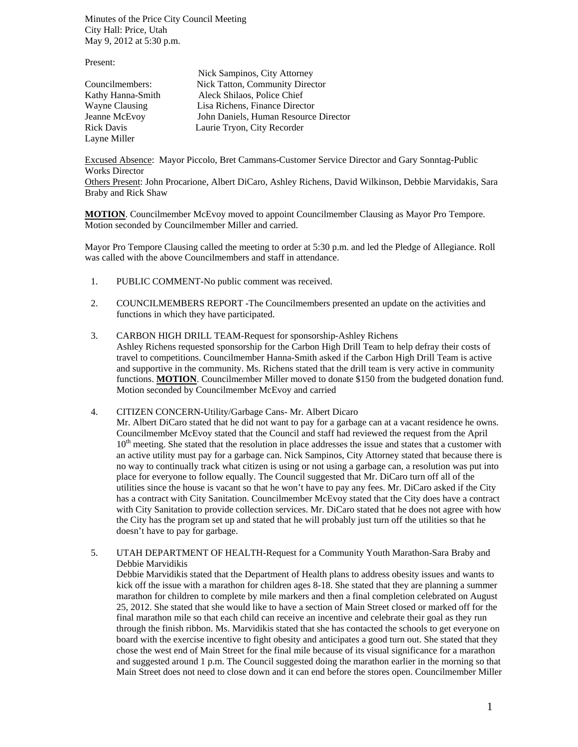Minutes of the Price City Council Meeting
City Hall: Price, Utah
May 9, 2012 at 5:30 p.m.

Present:

| | |
|---|---|
| | Nick Sampinos, City Attorney |
| Councilmembers: | Nick Tatton, Community Director |
| Kathy Hanna-Smith | Aleck Shilaos, Police Chief |
| Wayne Clausing | Lisa Richens, Finance Director |
| Jeanne McEvoy | John Daniels, Human Resource Director |
| Rick Davis | Laurie Tryon, City Recorder |
| Layne Miller | |

Excused Absence: Mayor Piccolo, Bret Cammans-Customer Service Director and Gary Sonntag-Public Works Director
Others Present: John Procarione, Albert DiCaro, Ashley Richens, David Wilkinson, Debbie Marvidakis, Sara Braby and Rick Shaw

**MOTION**. Councilmember McEvoy moved to appoint Councilmember Clausing as Mayor Pro Tempore. Motion seconded by Councilmember Miller and carried.

Mayor Pro Tempore Clausing called the meeting to order at 5:30 p.m. and led the Pledge of Allegiance. Roll was called with the above Councilmembers and staff in attendance.

1. PUBLIC COMMENT-No public comment was received.

2. COUNCILMEMBERS REPORT -The Councilmembers presented an update on the activities and functions in which they have participated.

3. CARBON HIGH DRILL TEAM-Request for sponsorship-Ashley Richens
   Ashley Richens requested sponsorship for the Carbon High Drill Team to help defray their costs of travel to competitions. Councilmember Hanna-Smith asked if the Carbon High Drill Team is active and supportive in the community. Ms. Richens stated that the drill team is very active in community functions. **MOTION**. Councilmember Miller moved to donate $150 from the budgeted donation fund. Motion seconded by Councilmember McEvoy and carried

4. CITIZEN CONCERN-Utility/Garbage Cans- Mr. Albert Dicaro
   Mr. Albert DiCaro stated that he did not want to pay for a garbage can at a vacant residence he owns. Councilmember McEvoy stated that the Council and staff had reviewed the request from the April 10th meeting. She stated that the resolution in place addresses the issue and states that a customer with an active utility must pay for a garbage can. Nick Sampinos, City Attorney stated that because there is no way to continually track what citizen is using or not using a garbage can, a resolution was put into place for everyone to follow equally. The Council suggested that Mr. DiCaro turn off all of the utilities since the house is vacant so that he won't have to pay any fees. Mr. DiCaro asked if the City has a contract with City Sanitation. Councilmember McEvoy stated that the City does have a contract with City Sanitation to provide collection services. Mr. DiCaro stated that he does not agree with how the City has the program set up and stated that he will probably just turn off the utilities so that he doesn't have to pay for garbage.

5. UTAH DEPARTMENT OF HEALTH-Request for a Community Youth Marathon-Sara Braby and Debbie Marvidikis
   Debbie Marvidikis stated that the Department of Health plans to address obesity issues and wants to kick off the issue with a marathon for children ages 8-18. She stated that they are planning a summer marathon for children to complete by mile markers and then a final completion celebrated on August 25, 2012. She stated that she would like to have a section of Main Street closed or marked off for the final marathon mile so that each child can receive an incentive and celebrate their goal as they run through the finish ribbon. Ms. Marvidikis stated that she has contacted the schools to get everyone on board with the exercise incentive to fight obesity and anticipates a good turn out. She stated that they chose the west end of Main Street for the final mile because of its visual significance for a marathon and suggested around 1 p.m. The Council suggested doing the marathon earlier in the morning so that Main Street does not need to close down and it can end before the stores open. Councilmember Miller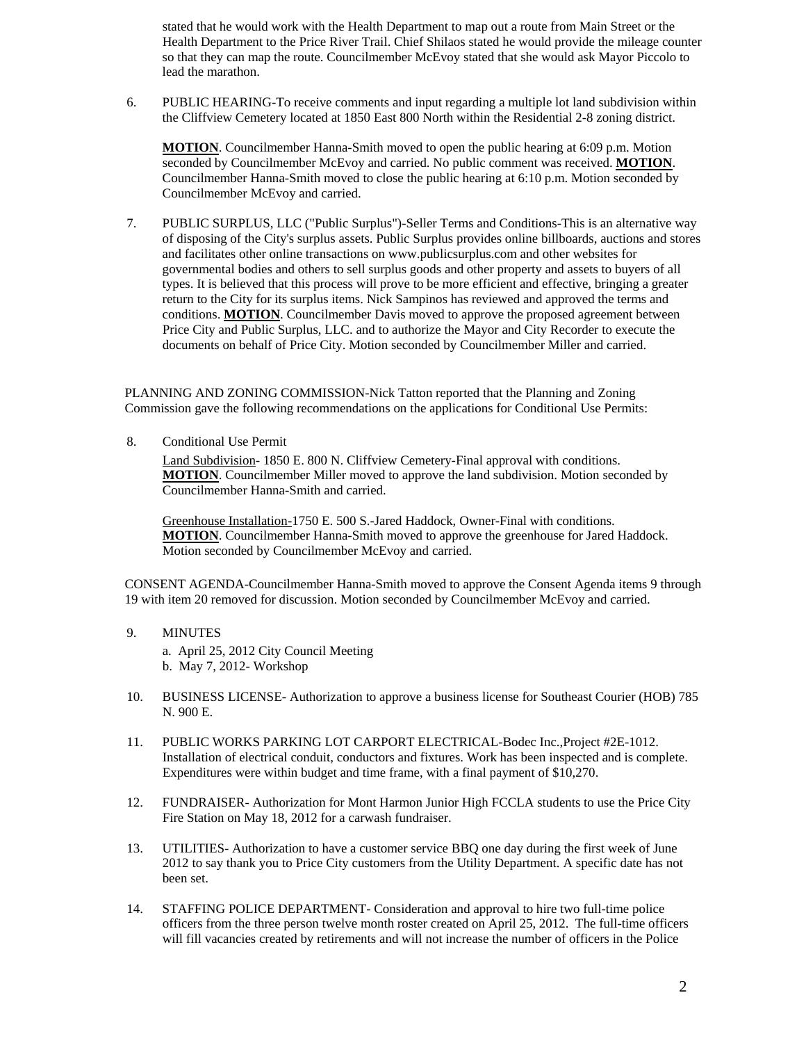stated that he would work with the Health Department to map out a route from Main Street or the Health Department to the Price River Trail. Chief Shilaos stated he would provide the mileage counter so that they can map the route. Councilmember McEvoy stated that she would ask Mayor Piccolo to lead the marathon.

6. PUBLIC HEARING-To receive comments and input regarding a multiple lot land subdivision within the Cliffview Cemetery located at 1850 East 800 North within the Residential 2-8 zoning district.

   **MOTION**. Councilmember Hanna-Smith moved to open the public hearing at 6:09 p.m. Motion seconded by Councilmember McEvoy and carried. No public comment was received. **MOTION**. Councilmember Hanna-Smith moved to close the public hearing at 6:10 p.m. Motion seconded by Councilmember McEvoy and carried.

7. PUBLIC SURPLUS, LLC ("Public Surplus")-Seller Terms and Conditions-This is an alternative way of disposing of the City's surplus assets. Public Surplus provides online billboards, auctions and stores and facilitates other online transactions on www.publicsurplus.com and other websites for governmental bodies and others to sell surplus goods and other property and assets to buyers of all types. It is believed that this process will prove to be more efficient and effective, bringing a greater return to the City for its surplus items. Nick Sampinos has reviewed and approved the terms and conditions. **MOTION**. Councilmember Davis moved to approve the proposed agreement between Price City and Public Surplus, LLC. and to authorize the Mayor and City Recorder to execute the documents on behalf of Price City. Motion seconded by Councilmember Miller and carried.

PLANNING AND ZONING COMMISSION-Nick Tatton reported that the Planning and Zoning Commission gave the following recommendations on the applications for Conditional Use Permits:

8. Conditional Use Permit

   Land Subdivision- 1850 E. 800 N. Cliffview Cemetery-Final approval with conditions. **MOTION**. Councilmember Miller moved to approve the land subdivision. Motion seconded by Councilmember Hanna-Smith and carried.

   Greenhouse Installation-1750 E. 500 S.-Jared Haddock, Owner-Final with conditions. **MOTION**. Councilmember Hanna-Smith moved to approve the greenhouse for Jared Haddock. Motion seconded by Councilmember McEvoy and carried.

CONSENT AGENDA-Councilmember Hanna-Smith moved to approve the Consent Agenda items 9 through 19 with item 20 removed for discussion. Motion seconded by Councilmember McEvoy and carried.

9. MINUTES
   a. April 25, 2012 City Council Meeting
   b. May 7, 2012- Workshop

10. BUSINESS LICENSE- Authorization to approve a business license for Southeast Courier (HOB) 785 N. 900 E.

11. PUBLIC WORKS PARKING LOT CARPORT ELECTRICAL-Bodec Inc.,Project #2E-1012. Installation of electrical conduit, conductors and fixtures. Work has been inspected and is complete. Expenditures were within budget and time frame, with a final payment of $10,270.

12. FUNDRAISER- Authorization for Mont Harmon Junior High FCCLA students to use the Price City Fire Station on May 18, 2012 for a carwash fundraiser.

13. UTILITIES- Authorization to have a customer service BBQ one day during the first week of June 2012 to say thank you to Price City customers from the Utility Department. A specific date has not been set.

14. STAFFING POLICE DEPARTMENT- Consideration and approval to hire two full-time police officers from the three person twelve month roster created on April 25, 2012. The full-time officers will fill vacancies created by retirements and will not increase the number of officers in the Police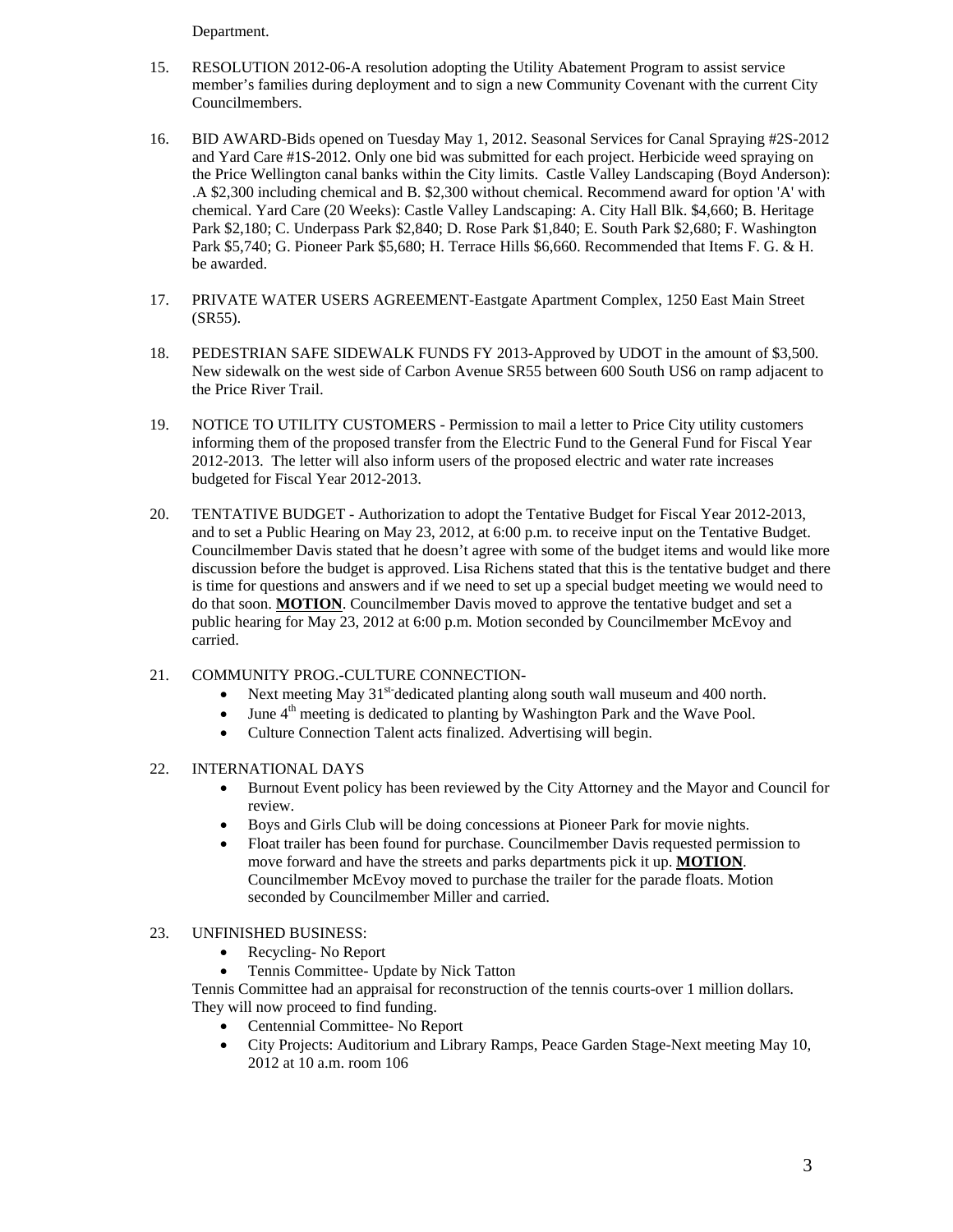Department.

15. RESOLUTION 2012-06-A resolution adopting the Utility Abatement Program to assist service member's families during deployment and to sign a new Community Covenant with the current City Councilmembers.

16. BID AWARD-Bids opened on Tuesday May 1, 2012. Seasonal Services for Canal Spraying #2S-2012 and Yard Care #1S-2012. Only one bid was submitted for each project. Herbicide weed spraying on the Price Wellington canal banks within the City limits. Castle Valley Landscaping (Boyd Anderson): .A $2,300 including chemical and B. $2,300 without chemical. Recommend award for option 'A' with chemical. Yard Care (20 Weeks): Castle Valley Landscaping: A. City Hall Blk. $4,660; B. Heritage Park $2,180; C. Underpass Park $2,840; D. Rose Park $1,840; E. South Park $2,680; F. Washington Park $5,740; G. Pioneer Park $5,680; H. Terrace Hills $6,660. Recommended that Items F. G. & H. be awarded.

17. PRIVATE WATER USERS AGREEMENT-Eastgate Apartment Complex, 1250 East Main Street (SR55).

18. PEDESTRIAN SAFE SIDEWALK FUNDS FY 2013-Approved by UDOT in the amount of $3,500. New sidewalk on the west side of Carbon Avenue SR55 between 600 South US6 on ramp adjacent to the Price River Trail.

19. NOTICE TO UTILITY CUSTOMERS - Permission to mail a letter to Price City utility customers informing them of the proposed transfer from the Electric Fund to the General Fund for Fiscal Year 2012-2013. The letter will also inform users of the proposed electric and water rate increases budgeted for Fiscal Year 2012-2013.

20. TENTATIVE BUDGET - Authorization to adopt the Tentative Budget for Fiscal Year 2012-2013, and to set a Public Hearing on May 23, 2012, at 6:00 p.m. to receive input on the Tentative Budget. Councilmember Davis stated that he doesn't agree with some of the budget items and would like more discussion before the budget is approved. Lisa Richens stated that this is the tentative budget and there is time for questions and answers and if we need to set up a special budget meeting we would need to do that soon. **MOTION**. Councilmember Davis moved to approve the tentative budget and set a public hearing for May 23, 2012 at 6:00 p.m. Motion seconded by Councilmember McEvoy and carried.

21. COMMUNITY PROG.-CULTURE CONNECTION-
    - Next meeting May 31st dedicated planting along south wall museum and 400 north.
    - June 4th meeting is dedicated to planting by Washington Park and the Wave Pool.
    - Culture Connection Talent acts finalized. Advertising will begin.

22. INTERNATIONAL DAYS
    - Burnout Event policy has been reviewed by the City Attorney and the Mayor and Council for review.
    - Boys and Girls Club will be doing concessions at Pioneer Park for movie nights.
    - Float trailer has been found for purchase. Councilmember Davis requested permission to move forward and have the streets and parks departments pick it up. **MOTION**. Councilmember McEvoy moved to purchase the trailer for the parade floats. Motion seconded by Councilmember Miller and carried.

23. UNFINISHED BUSINESS:
    - Recycling- No Report
    - Tennis Committee- Update by Nick Tatton

    Tennis Committee had an appraisal for reconstruction of the tennis courts-over 1 million dollars. They will now proceed to find funding.
    - Centennial Committee- No Report
    - City Projects: Auditorium and Library Ramps, Peace Garden Stage-Next meeting May 10, 2012 at 10 a.m. room 106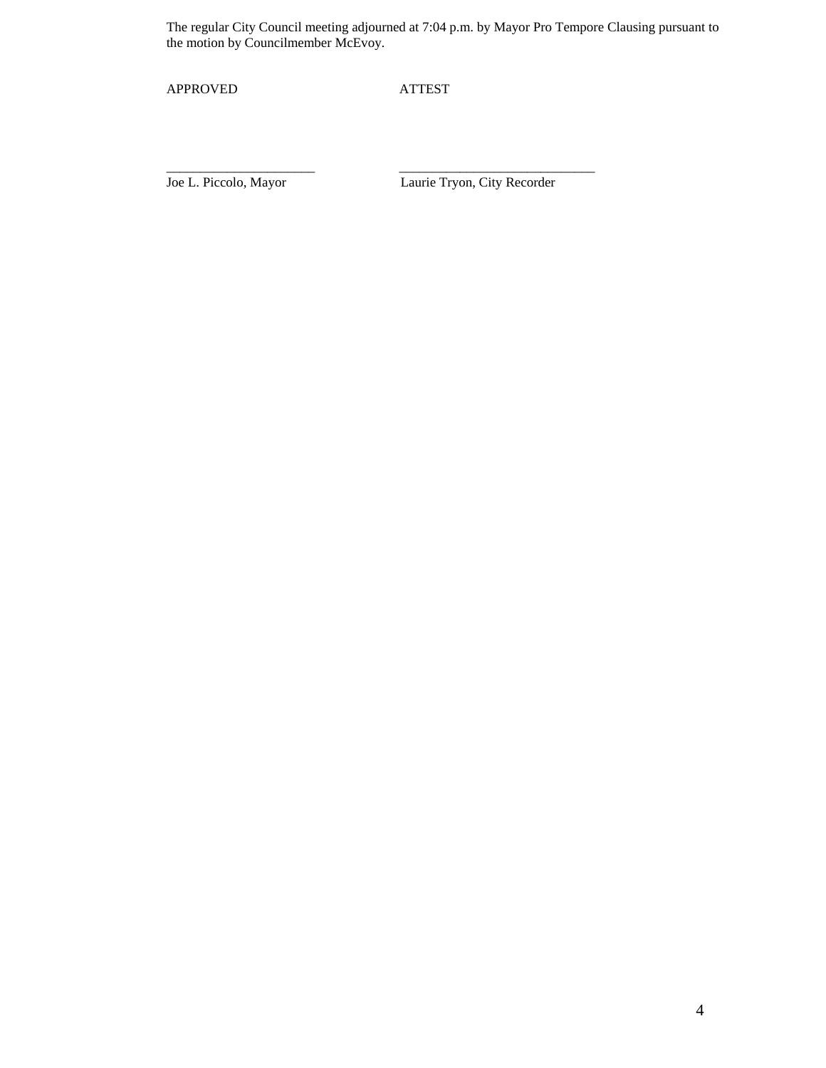The regular City Council meeting adjourned at 7:04 p.m. by Mayor Pro Tempore Clausing pursuant to the motion by Councilmember McEvoy.

APPROVED ATTEST

______________________ ______________________________

Joe L. Piccolo, Mayor Laurie Tryon, City Recorder